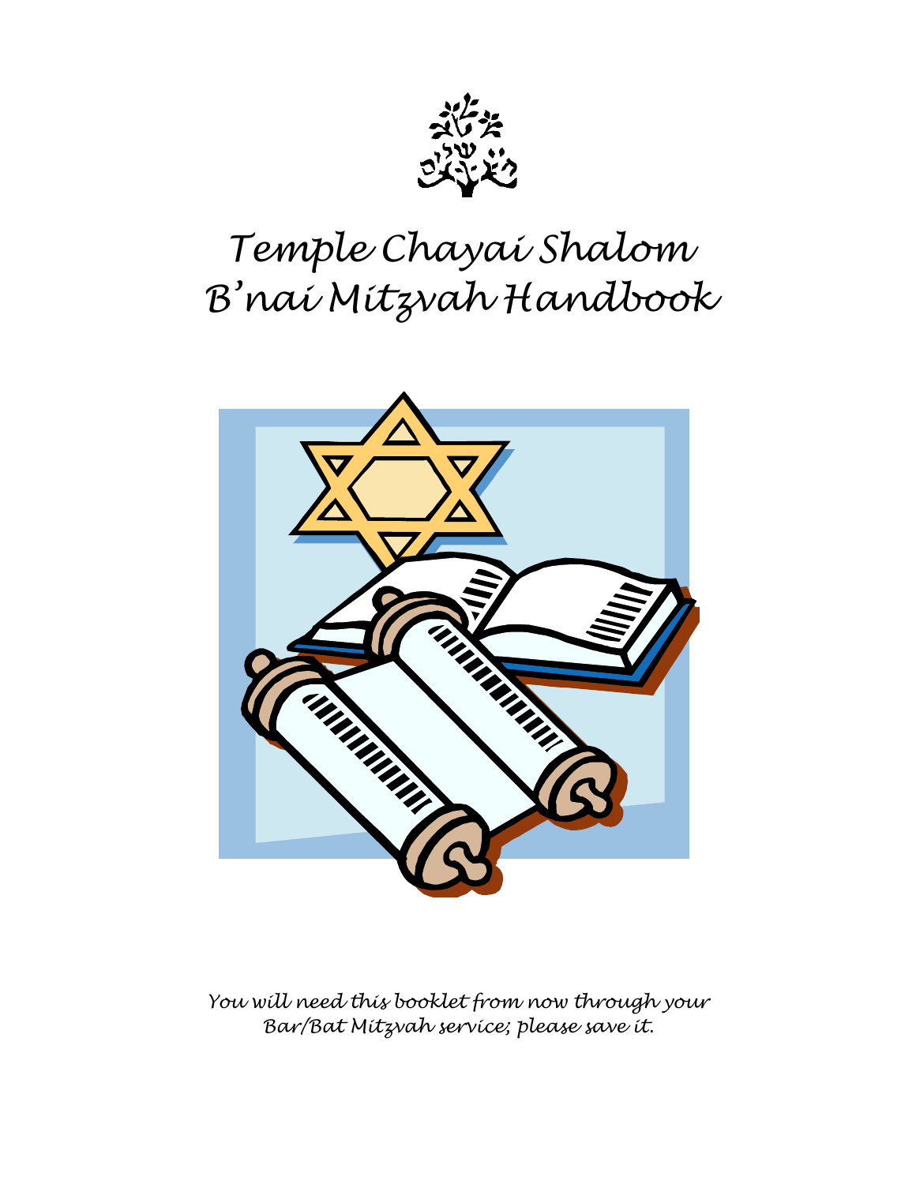# Temple Chayai Shalom B'nai Mitzvah Handbook

*You will need this booklet from now through your Bar/Bat Mitzvah service; please save it.*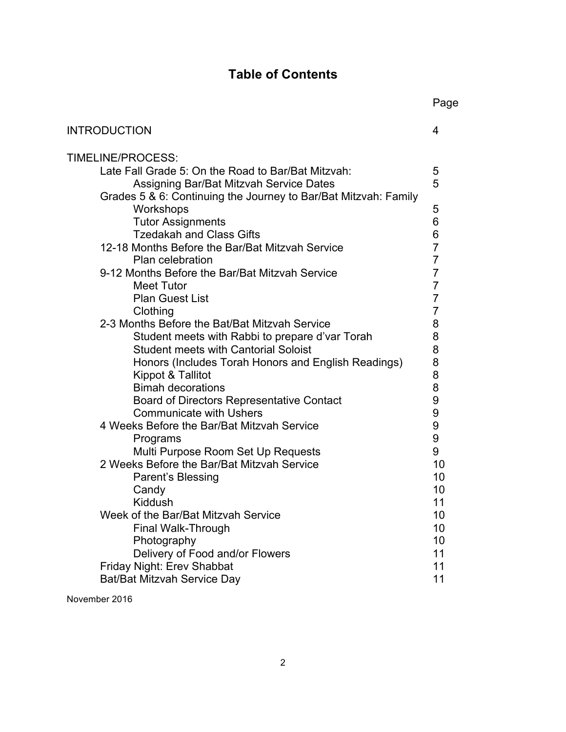# Table of Contents

| | Page |
|---|---|
| INTRODUCTION | 4 |
| TIMELINE/PROCESS: | |
| Late Fall Grade 5: On the Road to Bar/Bat Mitzvah: | 5 |
| Assigning Bar/Bat Mitzvah Service Dates | 5 |
| Grades 5 & 6: Continuing the Journey to Bar/Bat Mitzvah: Family Workshops | 5 |
| Tutor Assignments | 6 |
| Tzedakah and Class Gifts | 6 |
| 12-18 Months Before the Bar/Bat Mitzvah Service | 7 |
| Plan celebration | 7 |
| 9-12 Months Before the Bar/Bat Mitzvah Service | 7 |
| Meet Tutor | 7 |
| Plan Guest List | 7 |
| Clothing | 7 |
| 2-3 Months Before the Bat/Bat Mitzvah Service | 8 |
| Student meets with Rabbi to prepare d'var Torah | 8 |
| Student meets with Cantorial Soloist | 8 |
| Honors (Includes Torah Honors and English Readings) | 8 |
| Kippot & Tallitot | 8 |
| Bimah decorations | 8 |
| Board of Directors Representative Contact | 9 |
| Communicate with Ushers | 9 |
| 4 Weeks Before the Bar/Bat Mitzvah Service | 9 |
| Programs | 9 |
| Multi Purpose Room Set Up Requests | 9 |
| 2 Weeks Before the Bar/Bat Mitzvah Service | 10 |
| Parent's Blessing | 10 |
| Candy | 10 |
| Kiddush | 11 |
| Week of the Bar/Bat Mitzvah Service | 10 |
| Final Walk-Through | 10 |
| Photography | 10 |
| Delivery of Food and/or Flowers | 11 |
| Friday Night: Erev Shabbat | 11 |
| Bat/Bat Mitzvah Service Day | 11 |

November 2016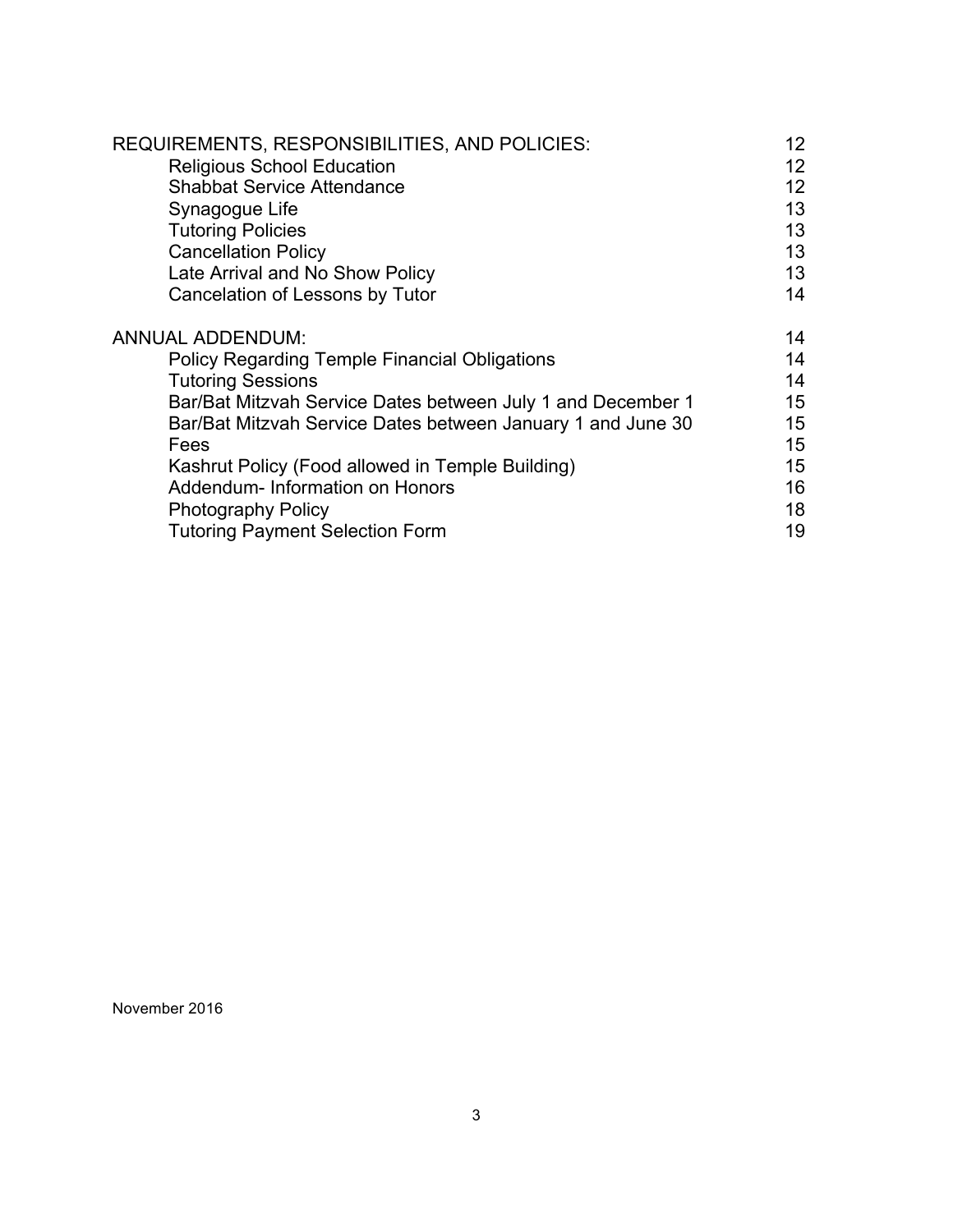| | |
|---|---|
| REQUIREMENTS, RESPONSIBILITIES, AND POLICIES: | 12 |
| Religious School Education | 12 |
| Shabbat Service Attendance | 12 |
| Synagogue Life | 13 |
| Tutoring Policies | 13 |
| Cancellation Policy | 13 |
| Late Arrival and No Show Policy | 13 |
| Cancelation of Lessons by Tutor | 14 |
| ANNUAL ADDENDUM: | 14 |
| Policy Regarding Temple Financial Obligations | 14 |
| Tutoring Sessions | 14 |
| Bar/Bat Mitzvah Service Dates between July 1 and December 1 | 15 |
| Bar/Bat Mitzvah Service Dates between January 1 and June 30 | 15 |
| Fees | 15 |
| Kashrut Policy (Food allowed in Temple Building) | 15 |
| Addendum- Information on Honors | 16 |
| Photography Policy | 18 |
| Tutoring Payment Selection Form | 19 |

November 2016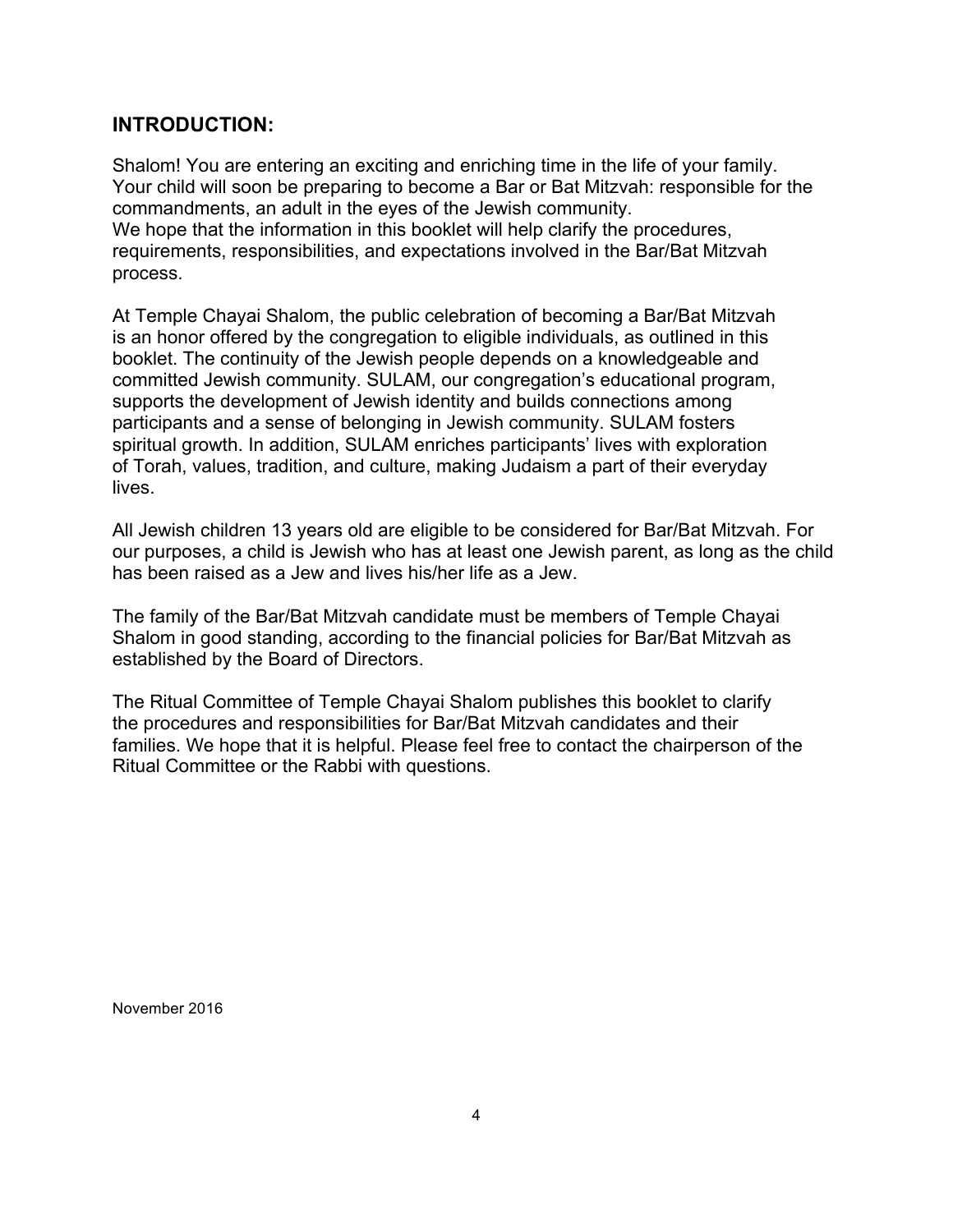## INTRODUCTION:

Shalom! You are entering an exciting and enriching time in the life of your family. Your child will soon be preparing to become a Bar or Bat Mitzvah: responsible for the commandments, an adult in the eyes of the Jewish community.
We hope that the information in this booklet will help clarify the procedures, requirements, responsibilities, and expectations involved in the Bar/Bat Mitzvah process.

At Temple Chayai Shalom, the public celebration of becoming a Bar/Bat Mitzvah is an honor offered by the congregation to eligible individuals, as outlined in this booklet. The continuity of the Jewish people depends on a knowledgeable and committed Jewish community. SULAM, our congregation's educational program, supports the development of Jewish identity and builds connections among participants and a sense of belonging in Jewish community. SULAM fosters spiritual growth. In addition, SULAM enriches participants' lives with exploration of Torah, values, tradition, and culture, making Judaism a part of their everyday lives.

All Jewish children 13 years old are eligible to be considered for Bar/Bat Mitzvah. For our purposes, a child is Jewish who has at least one Jewish parent, as long as the child has been raised as a Jew and lives his/her life as a Jew.

The family of the Bar/Bat Mitzvah candidate must be members of Temple Chayai Shalom in good standing, according to the financial policies for Bar/Bat Mitzvah as established by the Board of Directors.

The Ritual Committee of Temple Chayai Shalom publishes this booklet to clarify the procedures and responsibilities for Bar/Bat Mitzvah candidates and their families. We hope that it is helpful. Please feel free to contact the chairperson of the Ritual Committee or the Rabbi with questions.

November 2016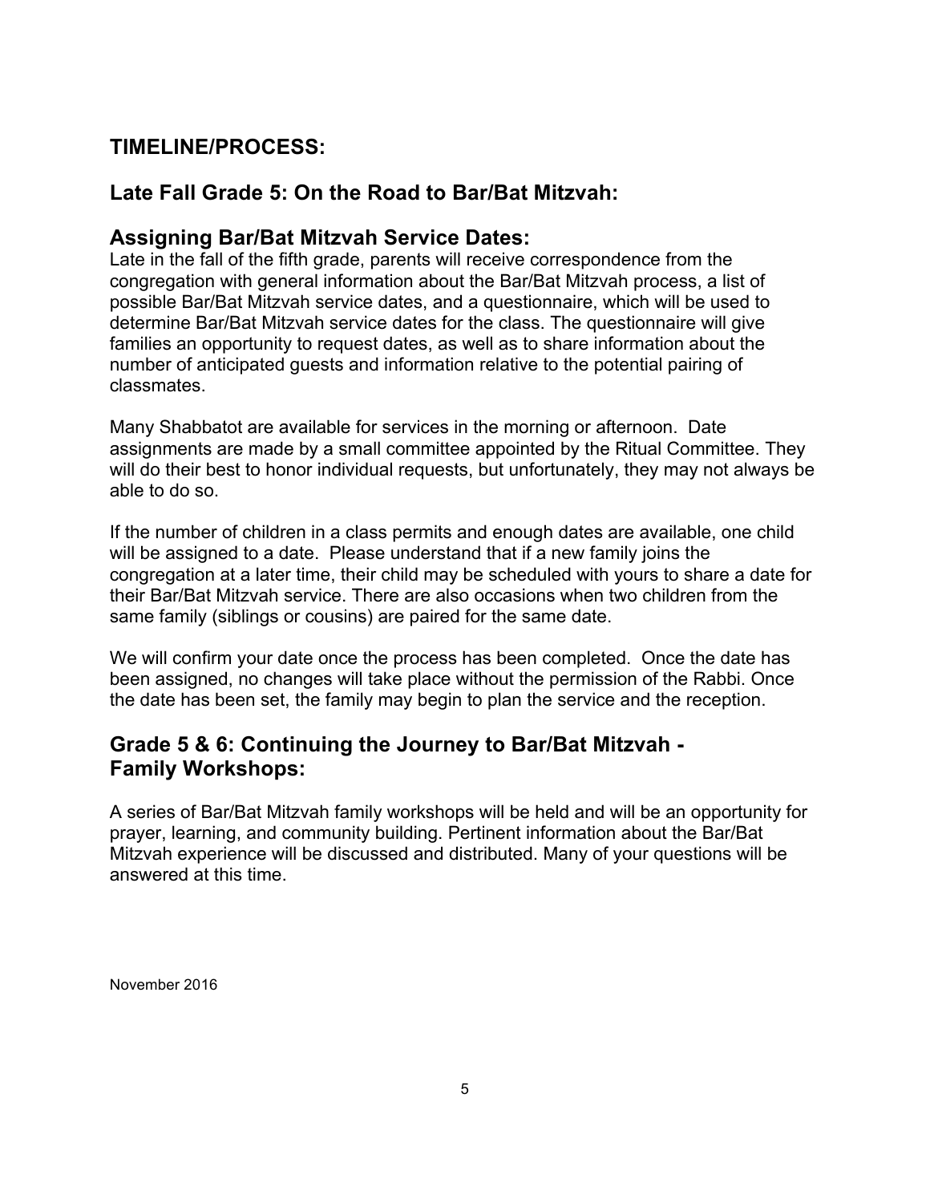## TIMELINE/PROCESS:

## Late Fall Grade 5: On the Road to Bar/Bat Mitzvah:

## Assigning Bar/Bat Mitzvah Service Dates:

Late in the fall of the fifth grade, parents will receive correspondence from the congregation with general information about the Bar/Bat Mitzvah process, a list of possible Bar/Bat Mitzvah service dates, and a questionnaire, which will be used to determine Bar/Bat Mitzvah service dates for the class. The questionnaire will give families an opportunity to request dates, as well as to share information about the number of anticipated guests and information relative to the potential pairing of classmates.

Many Shabbatot are available for services in the morning or afternoon. Date assignments are made by a small committee appointed by the Ritual Committee. They will do their best to honor individual requests, but unfortunately, they may not always be able to do so.

If the number of children in a class permits and enough dates are available, one child will be assigned to a date. Please understand that if a new family joins the congregation at a later time, their child may be scheduled with yours to share a date for their Bar/Bat Mitzvah service. There are also occasions when two children from the same family (siblings or cousins) are paired for the same date.

We will confirm your date once the process has been completed. Once the date has been assigned, no changes will take place without the permission of the Rabbi. Once the date has been set, the family may begin to plan the service and the reception.

## Grade 5 & 6: Continuing the Journey to Bar/Bat Mitzvah - Family Workshops:

A series of Bar/Bat Mitzvah family workshops will be held and will be an opportunity for prayer, learning, and community building. Pertinent information about the Bar/Bat Mitzvah experience will be discussed and distributed. Many of your questions will be answered at this time.

November 2016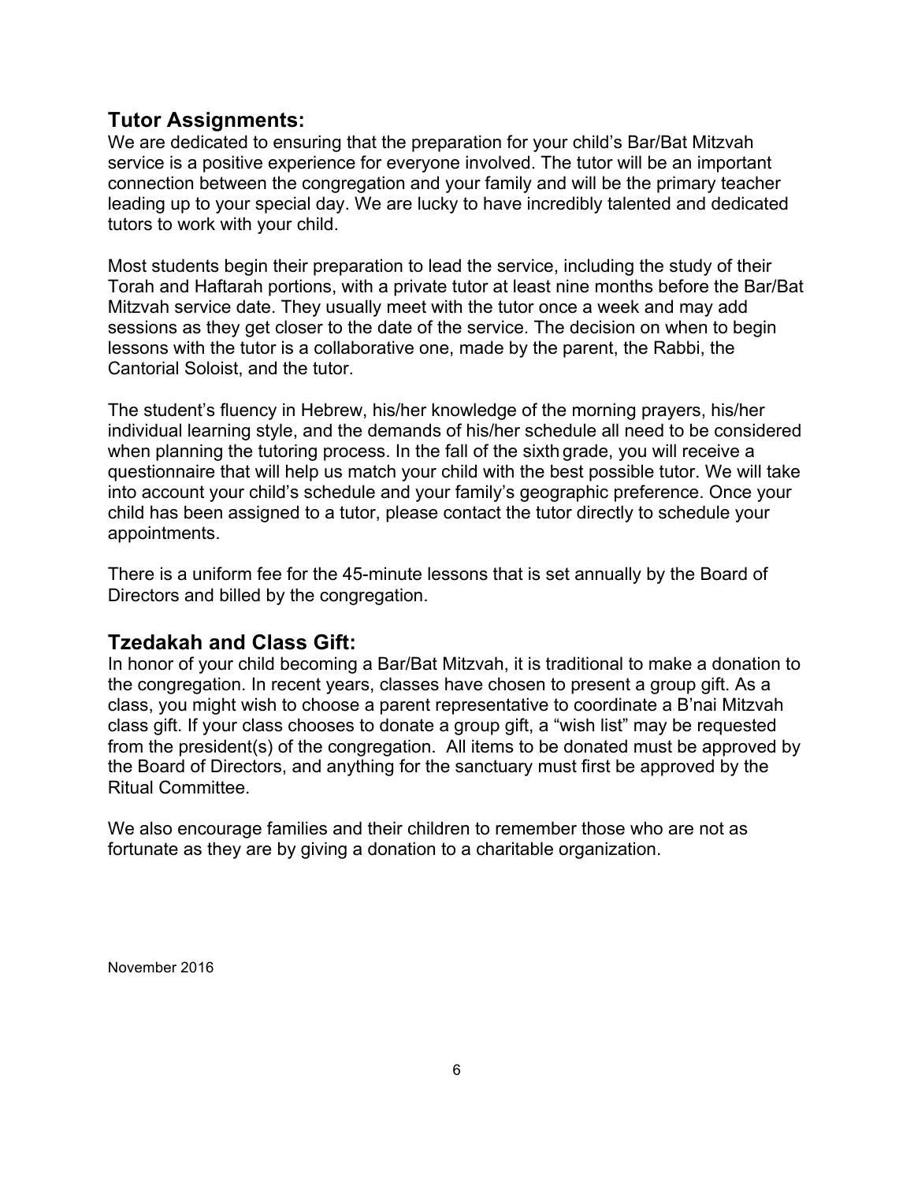## Tutor Assignments:

We are dedicated to ensuring that the preparation for your child's Bar/Bat Mitzvah service is a positive experience for everyone involved. The tutor will be an important connection between the congregation and your family and will be the primary teacher leading up to your special day. We are lucky to have incredibly talented and dedicated tutors to work with your child.

Most students begin their preparation to lead the service, including the study of their Torah and Haftarah portions, with a private tutor at least nine months before the Bar/Bat Mitzvah service date. They usually meet with the tutor once a week and may add sessions as they get closer to the date of the service. The decision on when to begin lessons with the tutor is a collaborative one, made by the parent, the Rabbi, the Cantorial Soloist, and the tutor.

The student's fluency in Hebrew, his/her knowledge of the morning prayers, his/her individual learning style, and the demands of his/her schedule all need to be considered when planning the tutoring process. In the fall of the sixth grade, you will receive a questionnaire that will help us match your child with the best possible tutor. We will take into account your child's schedule and your family's geographic preference. Once your child has been assigned to a tutor, please contact the tutor directly to schedule your appointments.

There is a uniform fee for the 45-minute lessons that is set annually by the Board of Directors and billed by the congregation.

## Tzedakah and Class Gift:

In honor of your child becoming a Bar/Bat Mitzvah, it is traditional to make a donation to the congregation. In recent years, classes have chosen to present a group gift. As a class, you might wish to choose a parent representative to coordinate a B'nai Mitzvah class gift. If your class chooses to donate a group gift, a "wish list" may be requested from the president(s) of the congregation. All items to be donated must be approved by the Board of Directors, and anything for the sanctuary must first be approved by the Ritual Committee.

We also encourage families and their children to remember those who are not as fortunate as they are by giving a donation to a charitable organization.

November 2016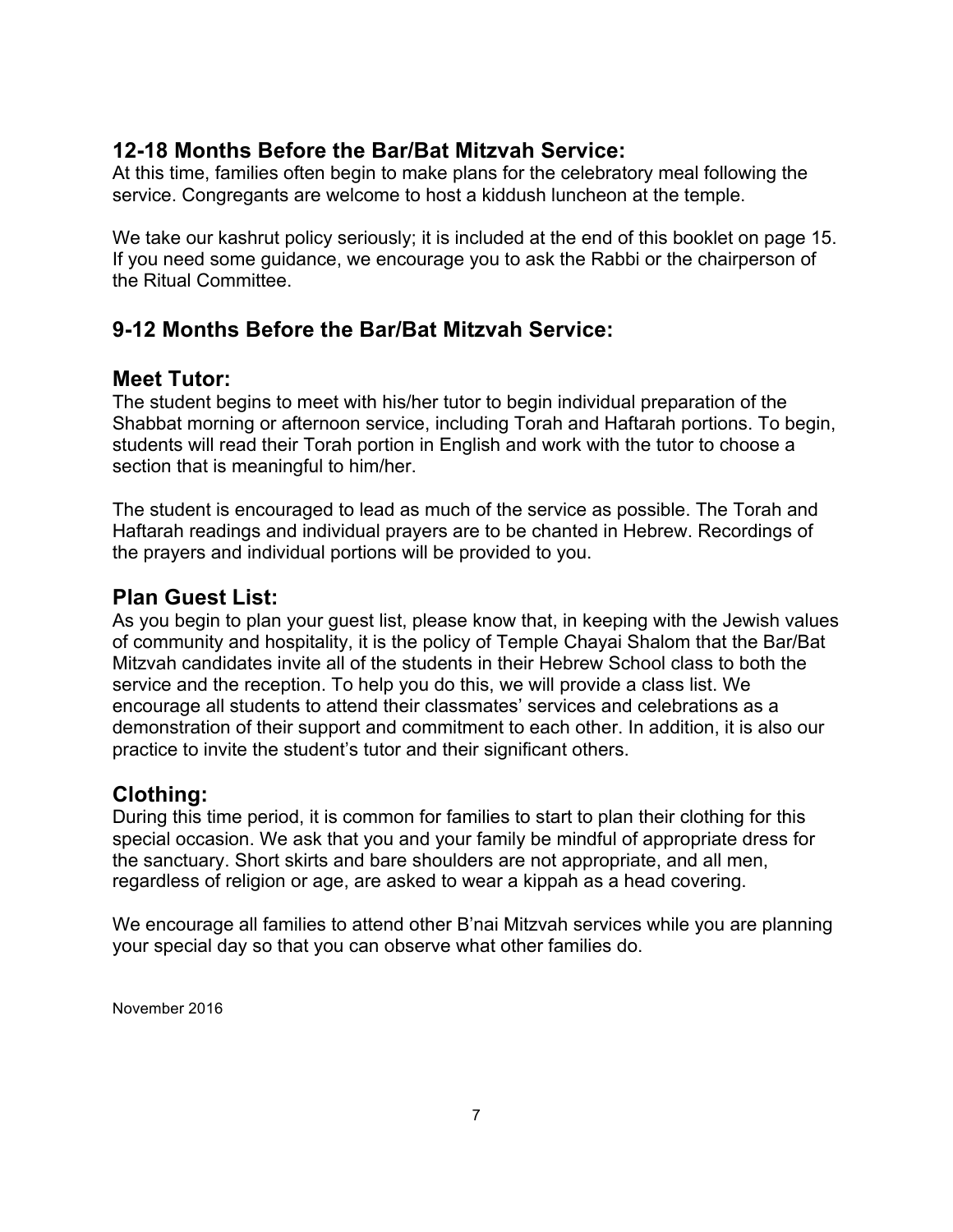## 12-18 Months Before the Bar/Bat Mitzvah Service:

At this time, families often begin to make plans for the celebratory meal following the service. Congregants are welcome to host a kiddush luncheon at the temple.

We take our kashrut policy seriously; it is included at the end of this booklet on page 15. If you need some guidance, we encourage you to ask the Rabbi or the chairperson of the Ritual Committee.

## 9-12 Months Before the Bar/Bat Mitzvah Service:

### Meet Tutor:

The student begins to meet with his/her tutor to begin individual preparation of the Shabbat morning or afternoon service, including Torah and Haftarah portions. To begin, students will read their Torah portion in English and work with the tutor to choose a section that is meaningful to him/her.

The student is encouraged to lead as much of the service as possible. The Torah and Haftarah readings and individual prayers are to be chanted in Hebrew. Recordings of the prayers and individual portions will be provided to you.

### Plan Guest List:

As you begin to plan your guest list, please know that, in keeping with the Jewish values of community and hospitality, it is the policy of Temple Chayai Shalom that the Bar/Bat Mitzvah candidates invite all of the students in their Hebrew School class to both the service and the reception. To help you do this, we will provide a class list. We encourage all students to attend their classmates' services and celebrations as a demonstration of their support and commitment to each other. In addition, it is also our practice to invite the student's tutor and their significant others.

### Clothing:

During this time period, it is common for families to start to plan their clothing for this special occasion. We ask that you and your family be mindful of appropriate dress for the sanctuary. Short skirts and bare shoulders are not appropriate, and all men, regardless of religion or age, are asked to wear a kippah as a head covering.

We encourage all families to attend other B'nai Mitzvah services while you are planning your special day so that you can observe what other families do.

November 2016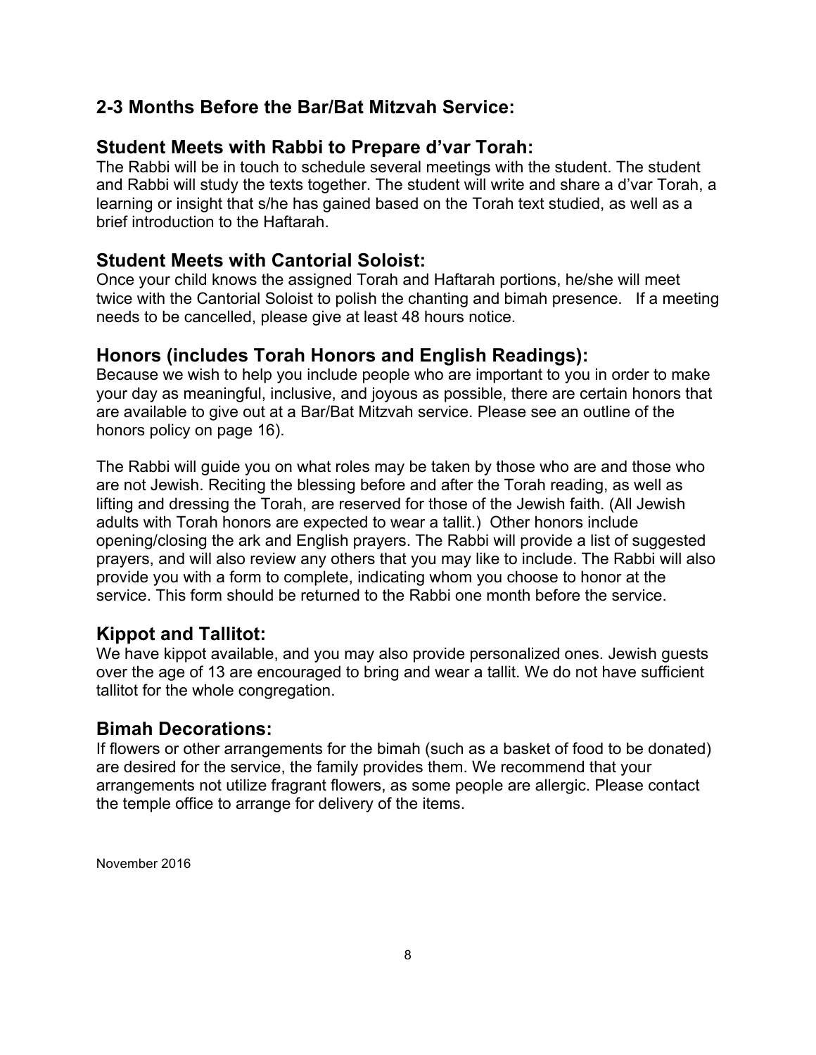## 2-3 Months Before the Bar/Bat Mitzvah Service:

### Student Meets with Rabbi to Prepare d'var Torah:

The Rabbi will be in touch to schedule several meetings with the student. The student and Rabbi will study the texts together. The student will write and share a d'var Torah, a learning or insight that s/he has gained based on the Torah text studied, as well as a brief introduction to the Haftarah.

### Student Meets with Cantorial Soloist:

Once your child knows the assigned Torah and Haftarah portions, he/she will meet twice with the Cantorial Soloist to polish the chanting and bimah presence. If a meeting needs to be cancelled, please give at least 48 hours notice.

### Honors (includes Torah Honors and English Readings):

Because we wish to help you include people who are important to you in order to make your day as meaningful, inclusive, and joyous as possible, there are certain honors that are available to give out at a Bar/Bat Mitzvah service. Please see an outline of the honors policy on page 16).

The Rabbi will guide you on what roles may be taken by those who are and those who are not Jewish. Reciting the blessing before and after the Torah reading, as well as lifting and dressing the Torah, are reserved for those of the Jewish faith. (All Jewish adults with Torah honors are expected to wear a tallit.) Other honors include opening/closing the ark and English prayers. The Rabbi will provide a list of suggested prayers, and will also review any others that you may like to include. The Rabbi will also provide you with a form to complete, indicating whom you choose to honor at the service. This form should be returned to the Rabbi one month before the service.

### Kippot and Tallitot:

We have kippot available, and you may also provide personalized ones. Jewish guests over the age of 13 are encouraged to bring and wear a tallit. We do not have sufficient tallitot for the whole congregation.

### Bimah Decorations:

If flowers or other arrangements for the bimah (such as a basket of food to be donated) are desired for the service, the family provides them. We recommend that your arrangements not utilize fragrant flowers, as some people are allergic. Please contact the temple office to arrange for delivery of the items.

November 2016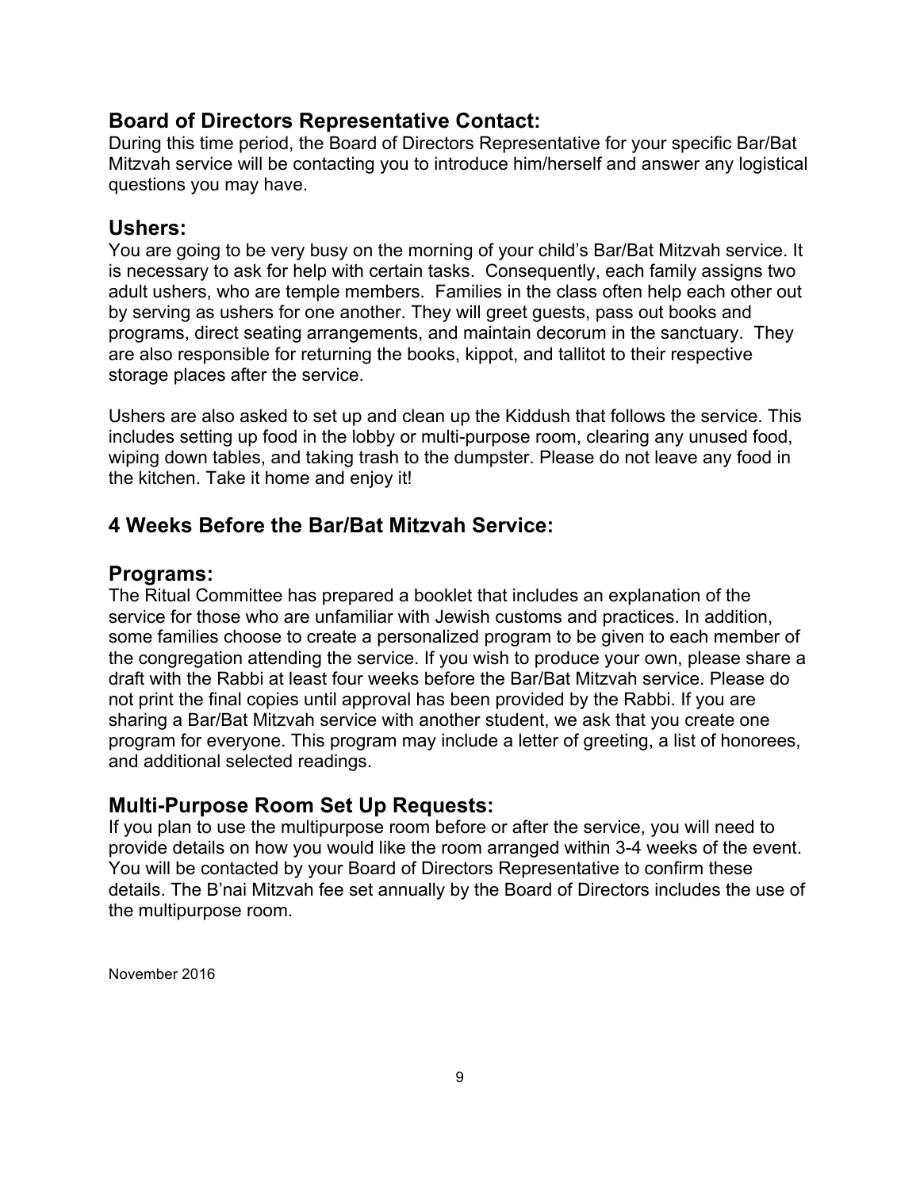## Board of Directors Representative Contact:

During this time period, the Board of Directors Representative for your specific Bar/Bat Mitzvah service will be contacting you to introduce him/herself and answer any logistical questions you may have.

## Ushers:

You are going to be very busy on the morning of your child's Bar/Bat Mitzvah service. It is necessary to ask for help with certain tasks. Consequently, each family assigns two adult ushers, who are temple members. Families in the class often help each other out by serving as ushers for one another. They will greet guests, pass out books and programs, direct seating arrangements, and maintain decorum in the sanctuary. They are also responsible for returning the books, kippot, and tallitot to their respective storage places after the service.

Ushers are also asked to set up and clean up the Kiddush that follows the service. This includes setting up food in the lobby or multi-purpose room, clearing any unused food, wiping down tables, and taking trash to the dumpster. Please do not leave any food in the kitchen. Take it home and enjoy it!

## 4 Weeks Before the Bar/Bat Mitzvah Service:

## Programs:

The Ritual Committee has prepared a booklet that includes an explanation of the service for those who are unfamiliar with Jewish customs and practices. In addition, some families choose to create a personalized program to be given to each member of the congregation attending the service. If you wish to produce your own, please share a draft with the Rabbi at least four weeks before the Bar/Bat Mitzvah service. Please do not print the final copies until approval has been provided by the Rabbi. If you are sharing a Bar/Bat Mitzvah service with another student, we ask that you create one program for everyone. This program may include a letter of greeting, a list of honorees, and additional selected readings.

## Multi-Purpose Room Set Up Requests:

If you plan to use the multipurpose room before or after the service, you will need to provide details on how you would like the room arranged within 3-4 weeks of the event. You will be contacted by your Board of Directors Representative to confirm these details. The B'nai Mitzvah fee set annually by the Board of Directors includes the use of the multipurpose room.

November 2016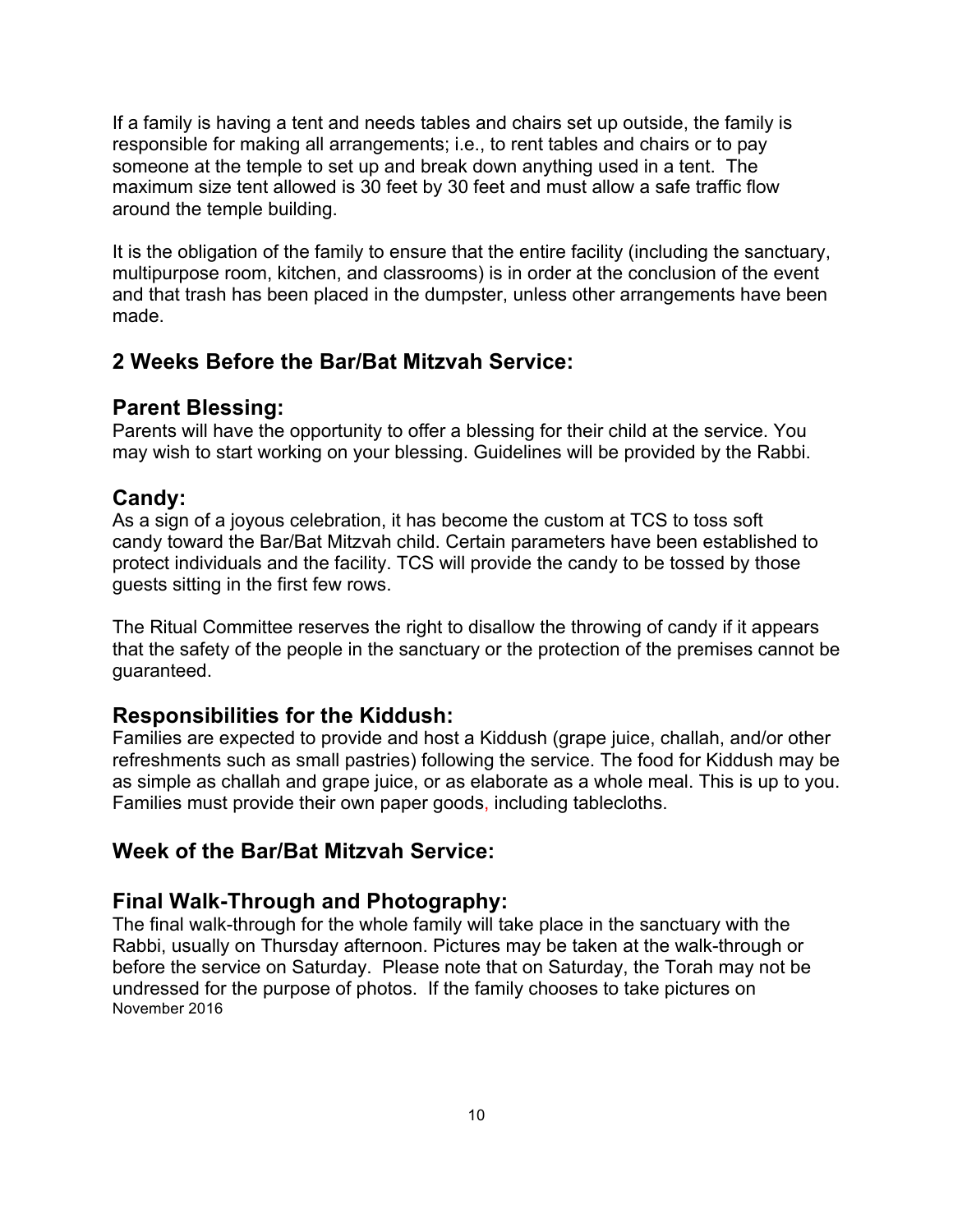If a family is having a tent and needs tables and chairs set up outside, the family is responsible for making all arrangements; i.e., to rent tables and chairs or to pay someone at the temple to set up and break down anything used in a tent. The maximum size tent allowed is 30 feet by 30 feet and must allow a safe traffic flow around the temple building.

It is the obligation of the family to ensure that the entire facility (including the sanctuary, multipurpose room, kitchen, and classrooms) is in order at the conclusion of the event and that trash has been placed in the dumpster, unless other arrangements have been made.

## 2 Weeks Before the Bar/Bat Mitzvah Service:

## Parent Blessing:

Parents will have the opportunity to offer a blessing for their child at the service. You may wish to start working on your blessing. Guidelines will be provided by the Rabbi.

## Candy:

As a sign of a joyous celebration, it has become the custom at TCS to toss soft candy toward the Bar/Bat Mitzvah child. Certain parameters have been established to protect individuals and the facility. TCS will provide the candy to be tossed by those guests sitting in the first few rows.

The Ritual Committee reserves the right to disallow the throwing of candy if it appears that the safety of the people in the sanctuary or the protection of the premises cannot be guaranteed.

## Responsibilities for the Kiddush:

Families are expected to provide and host a Kiddush (grape juice, challah, and/or other refreshments such as small pastries) following the service. The food for Kiddush may be as simple as challah and grape juice, or as elaborate as a whole meal. This is up to you. Families must provide their own paper goods, including tablecloths.

## Week of the Bar/Bat Mitzvah Service:

## Final Walk-Through and Photography:

The final walk-through for the whole family will take place in the sanctuary with the Rabbi, usually on Thursday afternoon. Pictures may be taken at the walk-through or before the service on Saturday. Please note that on Saturday, the Torah may not be undressed for the purpose of photos. If the family chooses to take pictures on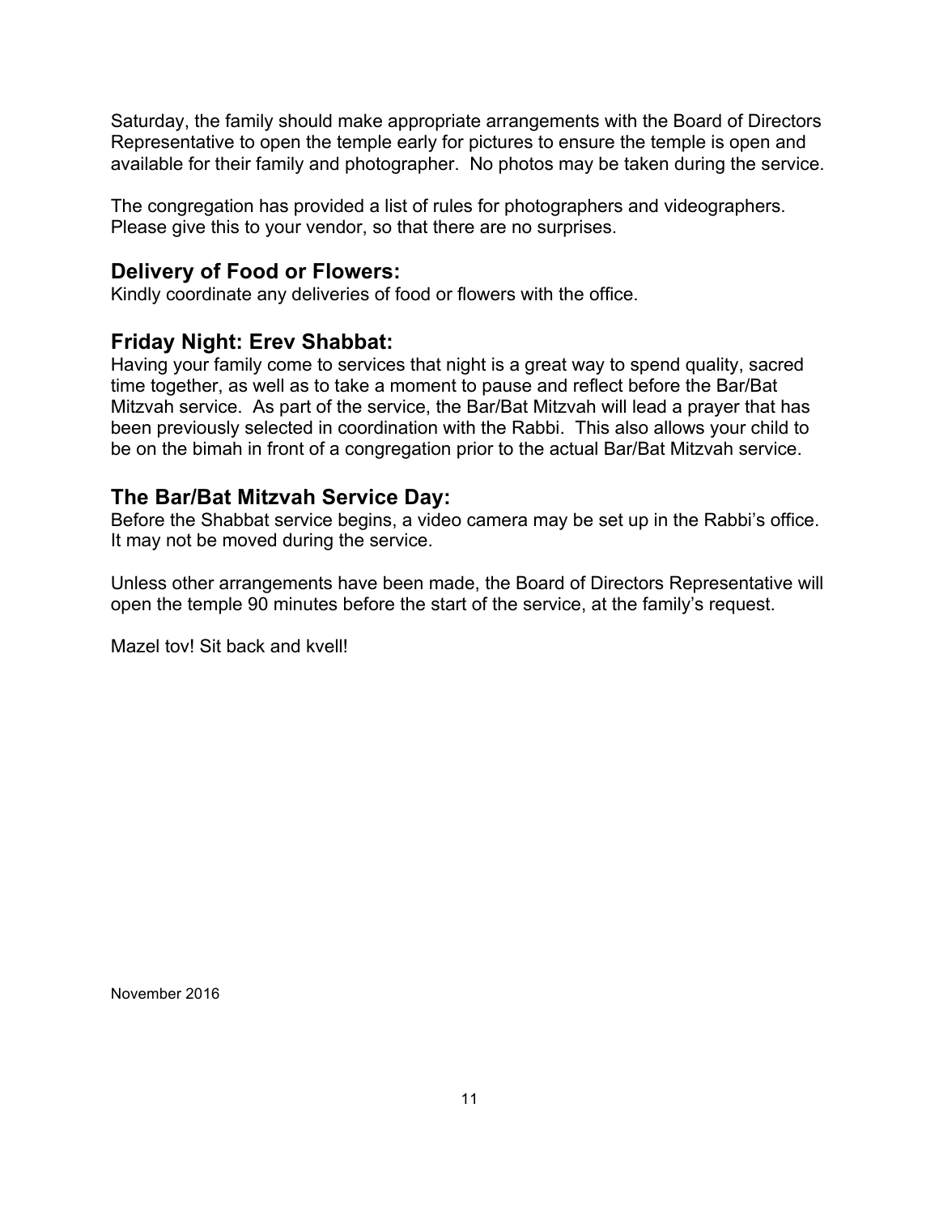Saturday, the family should make appropriate arrangements with the Board of Directors Representative to open the temple early for pictures to ensure the temple is open and available for their family and photographer. No photos may be taken during the service.

The congregation has provided a list of rules for photographers and videographers. Please give this to your vendor, so that there are no surprises.

## Delivery of Food or Flowers:

Kindly coordinate any deliveries of food or flowers with the office.

## Friday Night: Erev Shabbat:

Having your family come to services that night is a great way to spend quality, sacred time together, as well as to take a moment to pause and reflect before the Bar/Bat Mitzvah service. As part of the service, the Bar/Bat Mitzvah will lead a prayer that has been previously selected in coordination with the Rabbi. This also allows your child to be on the bimah in front of a congregation prior to the actual Bar/Bat Mitzvah service.

## The Bar/Bat Mitzvah Service Day:

Before the Shabbat service begins, a video camera may be set up in the Rabbi's office. It may not be moved during the service.

Unless other arrangements have been made, the Board of Directors Representative will open the temple 90 minutes before the start of the service, at the family's request.

Mazel tov! Sit back and kvell!

November 2016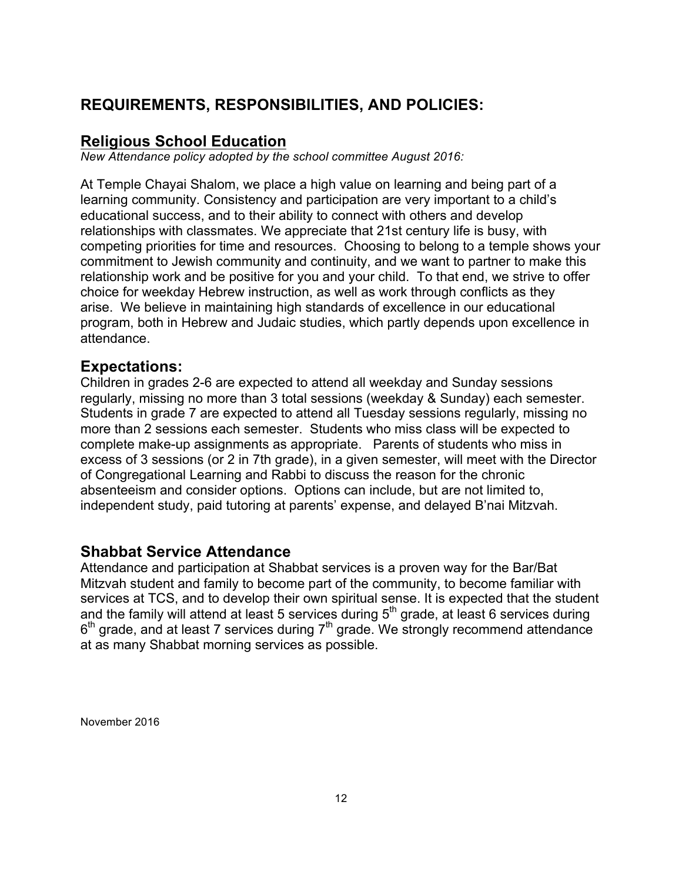## REQUIREMENTS, RESPONSIBILITIES, AND POLICIES:

### Religious School Education

*New Attendance policy adopted by the school committee August 2016:*

At Temple Chayai Shalom, we place a high value on learning and being part of a learning community. Consistency and participation are very important to a child's educational success, and to their ability to connect with others and develop relationships with classmates. We appreciate that 21st century life is busy, with competing priorities for time and resources. Choosing to belong to a temple shows your commitment to Jewish community and continuity, and we want to partner to make this relationship work and be positive for you and your child. To that end, we strive to offer choice for weekday Hebrew instruction, as well as work through conflicts as they arise. We believe in maintaining high standards of excellence in our educational program, both in Hebrew and Judaic studies, which partly depends upon excellence in attendance.

### Expectations:

Children in grades 2-6 are expected to attend all weekday and Sunday sessions regularly, missing no more than 3 total sessions (weekday & Sunday) each semester. Students in grade 7 are expected to attend all Tuesday sessions regularly, missing no more than 2 sessions each semester. Students who miss class will be expected to complete make-up assignments as appropriate. Parents of students who miss in excess of 3 sessions (or 2 in 7th grade), in a given semester, will meet with the Director of Congregational Learning and Rabbi to discuss the reason for the chronic absenteeism and consider options. Options can include, but are not limited to, independent study, paid tutoring at parents' expense, and delayed B'nai Mitzvah.

### Shabbat Service Attendance

Attendance and participation at Shabbat services is a proven way for the Bar/Bat Mitzvah student and family to become part of the community, to become familiar with services at TCS, and to develop their own spiritual sense. It is expected that the student and the family will attend at least 5 services during 5th grade, at least 6 services during 6th grade, and at least 7 services during 7th grade. We strongly recommend attendance at as many Shabbat morning services as possible.

November 2016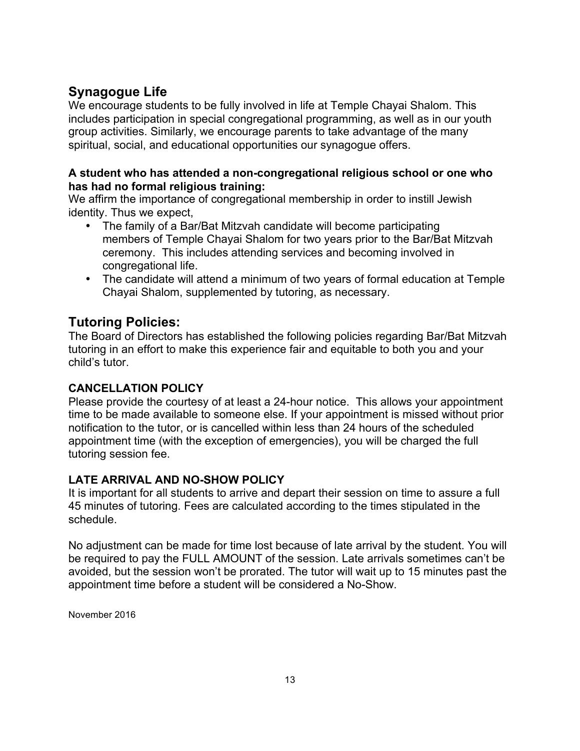## Synagogue Life

We encourage students to be fully involved in life at Temple Chayai Shalom. This includes participation in special congregational programming, as well as in our youth group activities. Similarly, we encourage parents to take advantage of the many spiritual, social, and educational opportunities our synagogue offers.

**A student who has attended a non-congregational religious school or one who has had no formal religious training:**

We affirm the importance of congregational membership in order to instill Jewish identity. Thus we expect,

- The family of a Bar/Bat Mitzvah candidate will become participating members of Temple Chayai Shalom for two years prior to the Bar/Bat Mitzvah ceremony. This includes attending services and becoming involved in congregational life.
- The candidate will attend a minimum of two years of formal education at Temple Chayai Shalom, supplemented by tutoring, as necessary.

## Tutoring Policies:

The Board of Directors has established the following policies regarding Bar/Bat Mitzvah tutoring in an effort to make this experience fair and equitable to both you and your child's tutor.

**CANCELLATION POLICY**

Please provide the courtesy of at least a 24-hour notice. This allows your appointment time to be made available to someone else. If your appointment is missed without prior notification to the tutor, or is cancelled within less than 24 hours of the scheduled appointment time (with the exception of emergencies), you will be charged the full tutoring session fee.

**LATE ARRIVAL AND NO-SHOW POLICY**

It is important for all students to arrive and depart their session on time to assure a full 45 minutes of tutoring. Fees are calculated according to the times stipulated in the schedule.

No adjustment can be made for time lost because of late arrival by the student. You will be required to pay the FULL AMOUNT of the session. Late arrivals sometimes can't be avoided, but the session won't be prorated. The tutor will wait up to 15 minutes past the appointment time before a student will be considered a No-Show.

November 2016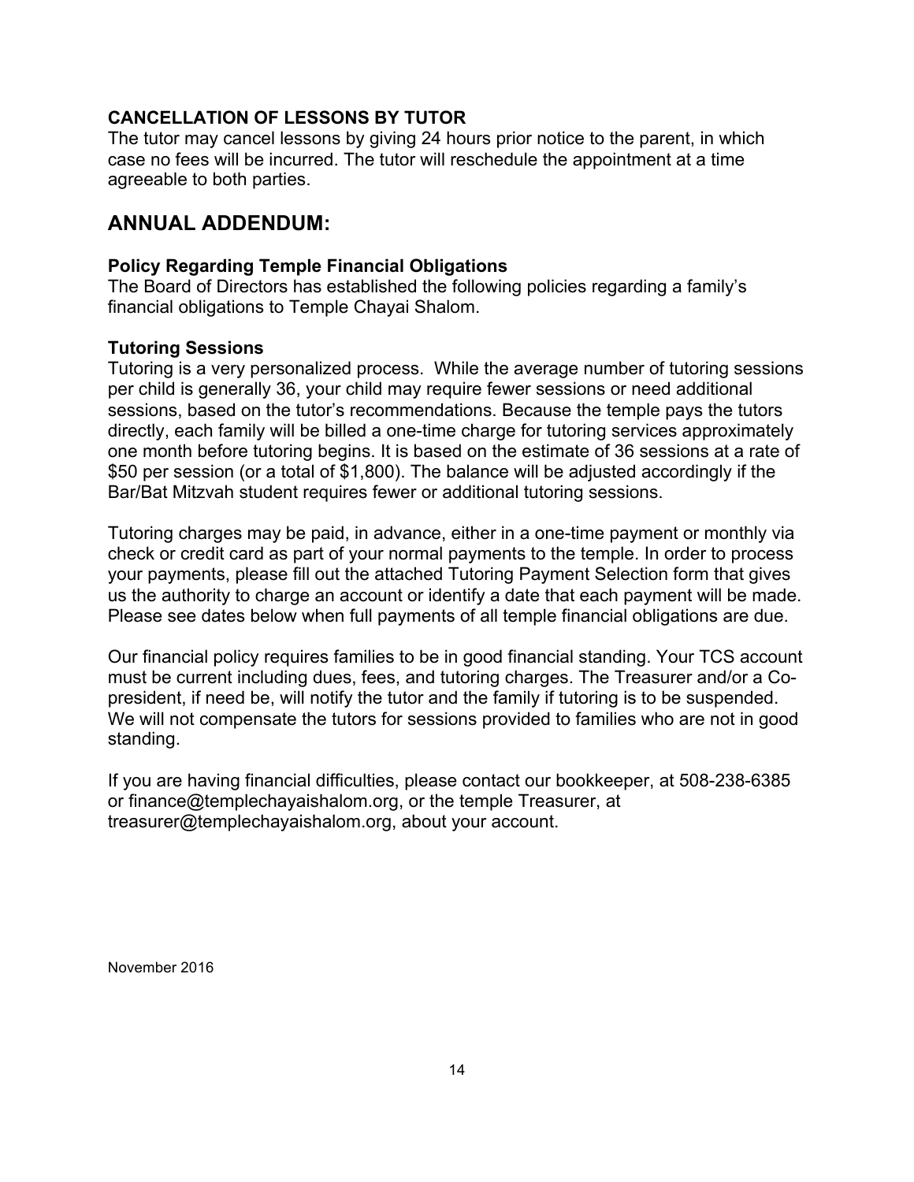### CANCELLATION OF LESSONS BY TUTOR

The tutor may cancel lessons by giving 24 hours prior notice to the parent, in which case no fees will be incurred. The tutor will reschedule the appointment at a time agreeable to both parties.

## ANNUAL ADDENDUM:

### Policy Regarding Temple Financial Obligations

The Board of Directors has established the following policies regarding a family's financial obligations to Temple Chayai Shalom.

### Tutoring Sessions

Tutoring is a very personalized process. While the average number of tutoring sessions per child is generally 36, your child may require fewer sessions or need additional sessions, based on the tutor's recommendations. Because the temple pays the tutors directly, each family will be billed a one-time charge for tutoring services approximately one month before tutoring begins. It is based on the estimate of 36 sessions at a rate of $50 per session (or a total of $1,800). The balance will be adjusted accordingly if the Bar/Bat Mitzvah student requires fewer or additional tutoring sessions.

Tutoring charges may be paid, in advance, either in a one-time payment or monthly via check or credit card as part of your normal payments to the temple. In order to process your payments, please fill out the attached Tutoring Payment Selection form that gives us the authority to charge an account or identify a date that each payment will be made. Please see dates below when full payments of all temple financial obligations are due.

Our financial policy requires families to be in good financial standing. Your TCS account must be current including dues, fees, and tutoring charges. The Treasurer and/or a Co-president, if need be, will notify the tutor and the family if tutoring is to be suspended. We will not compensate the tutors for sessions provided to families who are not in good standing.

If you are having financial difficulties, please contact our bookkeeper, at 508-238-6385 or finance@templechayaishalom.org, or the temple Treasurer, at treasurer@templechayaishalom.org, about your account.

November 2016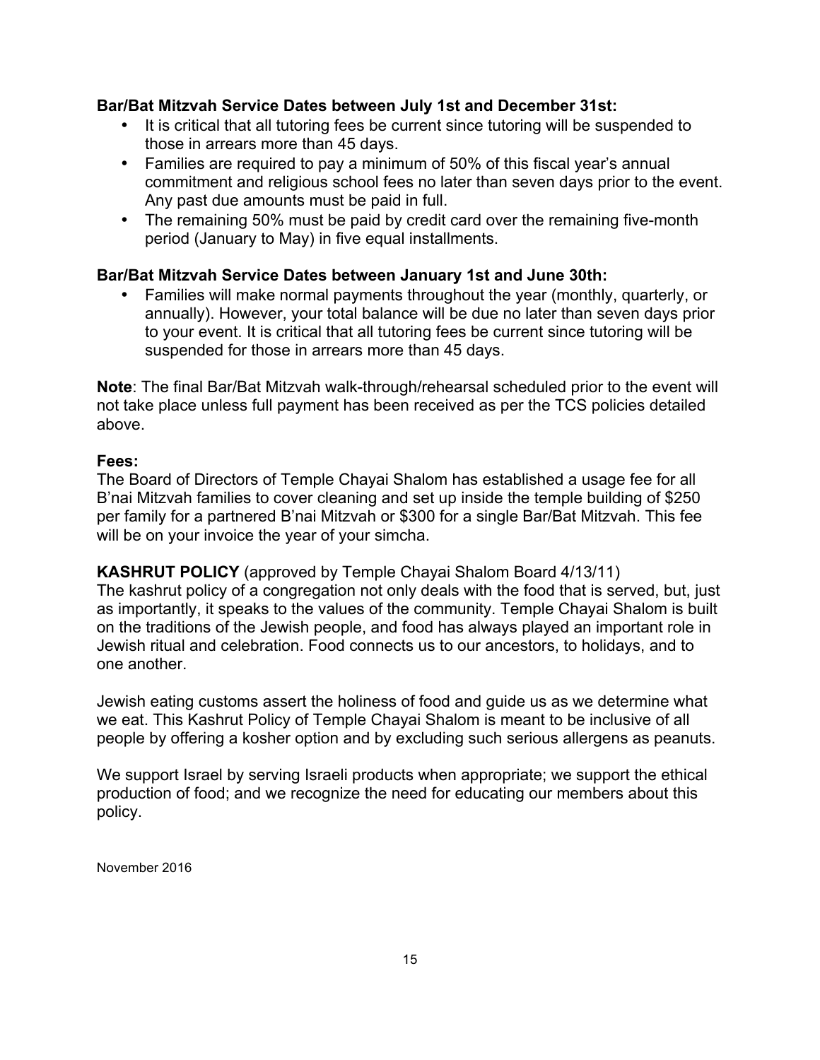**Bar/Bat Mitzvah Service Dates between July 1st and December 31st:**

- It is critical that all tutoring fees be current since tutoring will be suspended to those in arrears more than 45 days.
- Families are required to pay a minimum of 50% of this fiscal year's annual commitment and religious school fees no later than seven days prior to the event. Any past due amounts must be paid in full.
- The remaining 50% must be paid by credit card over the remaining five-month period (January to May) in five equal installments.

**Bar/Bat Mitzvah Service Dates between January 1st and June 30th:**

- Families will make normal payments throughout the year (monthly, quarterly, or annually). However, your total balance will be due no later than seven days prior to your event. It is critical that all tutoring fees be current since tutoring will be suspended for those in arrears more than 45 days.

**Note**: The final Bar/Bat Mitzvah walk-through/rehearsal scheduled prior to the event will not take place unless full payment has been received as per the TCS policies detailed above.

**Fees:**

The Board of Directors of Temple Chayai Shalom has established a usage fee for all B'nai Mitzvah families to cover cleaning and set up inside the temple building of $250 per family for a partnered B'nai Mitzvah or $300 for a single Bar/Bat Mitzvah. This fee will be on your invoice the year of your simcha.

**KASHRUT POLICY** (approved by Temple Chayai Shalom Board 4/13/11)

The kashrut policy of a congregation not only deals with the food that is served, but, just as importantly, it speaks to the values of the community. Temple Chayai Shalom is built on the traditions of the Jewish people, and food has always played an important role in Jewish ritual and celebration. Food connects us to our ancestors, to holidays, and to one another.

Jewish eating customs assert the holiness of food and guide us as we determine what we eat. This Kashrut Policy of Temple Chayai Shalom is meant to be inclusive of all people by offering a kosher option and by excluding such serious allergens as peanuts.

We support Israel by serving Israeli products when appropriate; we support the ethical production of food; and we recognize the need for educating our members about this policy.

November 2016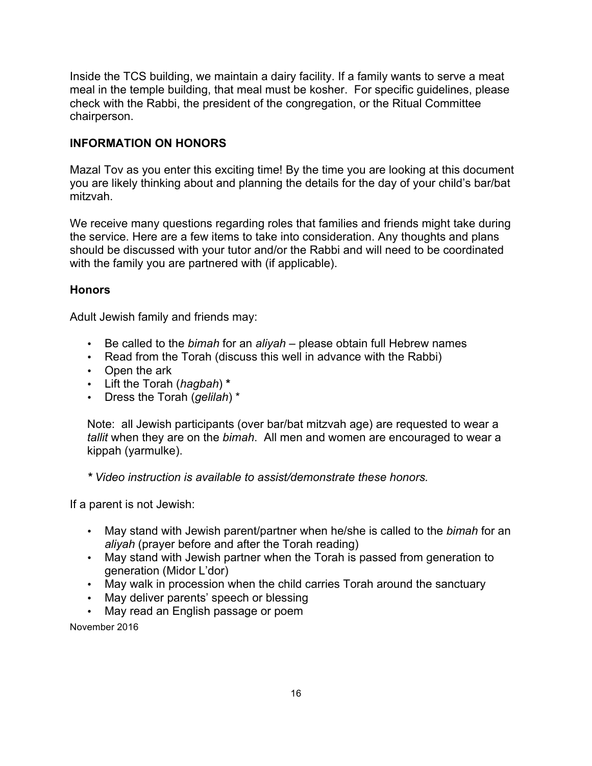Inside the TCS building, we maintain a dairy facility. If a family wants to serve a meat meal in the temple building, that meal must be kosher. For specific guidelines, please check with the Rabbi, the president of the congregation, or the Ritual Committee chairperson.

## INFORMATION ON HONORS

Mazal Tov as you enter this exciting time! By the time you are looking at this document you are likely thinking about and planning the details for the day of your child's bar/bat mitzvah.

We receive many questions regarding roles that families and friends might take during the service. Here are a few items to take into consideration. Any thoughts and plans should be discussed with your tutor and/or the Rabbi and will need to be coordinated with the family you are partnered with (if applicable).

### Honors

Adult Jewish family and friends may:

- Be called to the *bimah* for an *aliyah* – please obtain full Hebrew names
- Read from the Torah (discuss this well in advance with the Rabbi)
- Open the ark
- Lift the Torah (*hagbah*) **\***
- Dress the Torah (*gelilah*) *

Note: all Jewish participants (over bar/bat mitzvah age) are requested to wear a *tallit* when they are on the *bimah*. All men and women are encouraged to wear a kippah (yarmulke).

***** *Video instruction is available to assist/demonstrate these honors.*

If a parent is not Jewish:

- May stand with Jewish parent/partner when he/she is called to the *bimah* for an *aliyah* (prayer before and after the Torah reading)
- May stand with Jewish partner when the Torah is passed from generation to generation (Midor L'dor)
- May walk in procession when the child carries Torah around the sanctuary
- May deliver parents' speech or blessing
- May read an English passage or poem

November 2016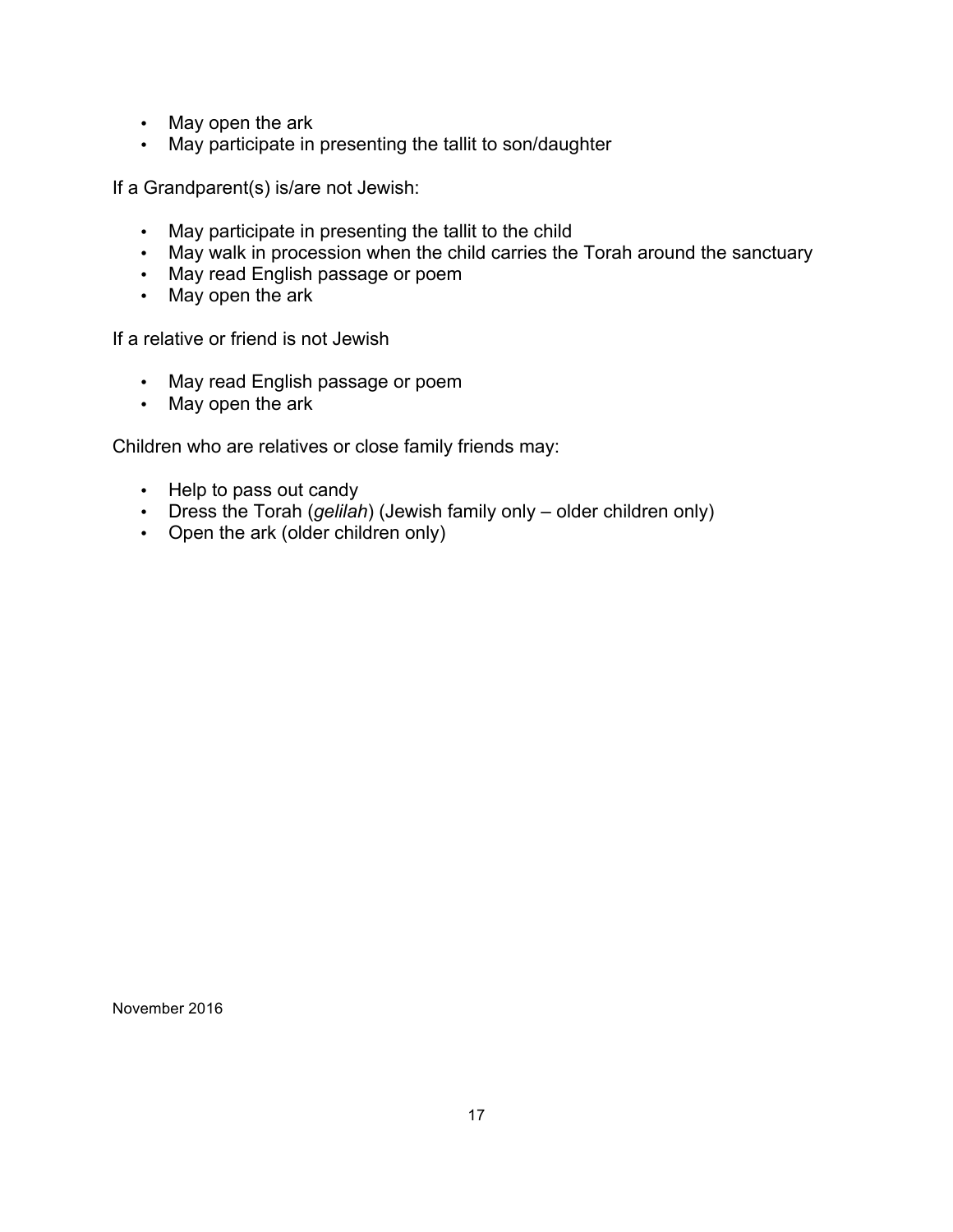- May open the ark
- May participate in presenting the tallit to son/daughter

If a Grandparent(s) is/are not Jewish:

- May participate in presenting the tallit to the child
- May walk in procession when the child carries the Torah around the sanctuary
- May read English passage or poem
- May open the ark

If a relative or friend is not Jewish

- May read English passage or poem
- May open the ark

Children who are relatives or close family friends may:

- Help to pass out candy
- Dress the Torah (*gelilah*) (Jewish family only – older children only)
- Open the ark (older children only)

November 2016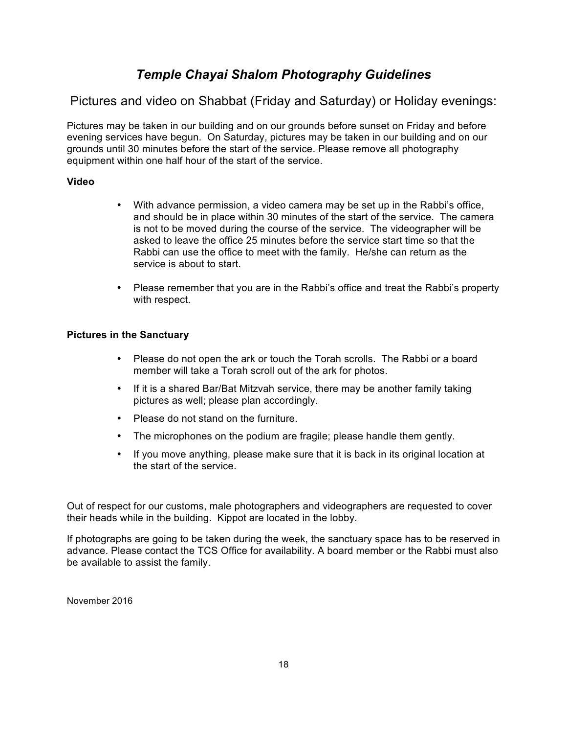# *Temple Chayai Shalom Photography Guidelines*

## Pictures and video on Shabbat (Friday and Saturday) or Holiday evenings:

Pictures may be taken in our building and on our grounds before sunset on Friday and before evening services have begun. On Saturday, pictures may be taken in our building and on our grounds until 30 minutes before the start of the service. Please remove all photography equipment within one half hour of the start of the service.

**Video**

- With advance permission, a video camera may be set up in the Rabbi's office, and should be in place within 30 minutes of the start of the service. The camera is not to be moved during the course of the service. The videographer will be asked to leave the office 25 minutes before the service start time so that the Rabbi can use the office to meet with the family. He/she can return as the service is about to start.
- Please remember that you are in the Rabbi's office and treat the Rabbi's property with respect.

**Pictures in the Sanctuary**

- Please do not open the ark or touch the Torah scrolls. The Rabbi or a board member will take a Torah scroll out of the ark for photos.
- If it is a shared Bar/Bat Mitzvah service, there may be another family taking pictures as well; please plan accordingly.
- Please do not stand on the furniture.
- The microphones on the podium are fragile; please handle them gently.
- If you move anything, please make sure that it is back in its original location at the start of the service.

Out of respect for our customs, male photographers and videographers are requested to cover their heads while in the building. Kippot are located in the lobby.

If photographs are going to be taken during the week, the sanctuary space has to be reserved in advance. Please contact the TCS Office for availability. A board member or the Rabbi must also be available to assist the family.

November 2016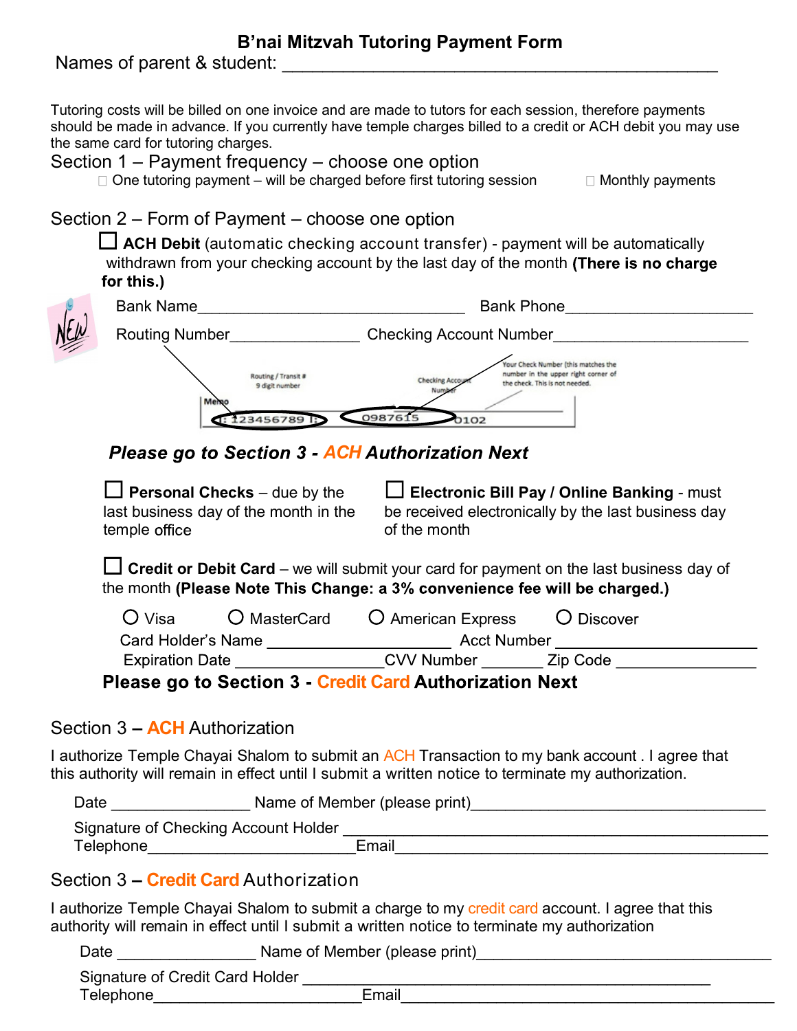# B'nai Mitzvah Tutoring Payment Form

Names of parent & student: ____________________________________________

Tutoring costs will be billed on one invoice and are made to tutors for each session, therefore payments should be made in advance. If you currently have temple charges billed to a credit or ACH debit you may use the same card for tutoring charges.

## Section 1 – Payment frequency – choose one option

☐ One tutoring payment – will be charged before first tutoring session ☐ Monthly payments

## Section 2 – Form of Payment – choose one option

☐ **ACH Debit** (automatic checking account transfer) - payment will be automatically withdrawn from your checking account by the last day of the month **(There is no charge for this.)**

NEW

Bank Name________________________________ Bank Phone_____________________

Routing Number_______________ Checking Account Number______________________

Routing / Transit # 9 digit number

Checking Account Number

Your Check Number (this matches the number in the upper right corner of the check. This is not needed.

Memo

: 123456789 : 0987615 0102

***Please go to Section 3 - ACH Authorization Next***

☐ **Personal Checks** – due by the last business day of the month in the temple office

☐ **Electronic Bill Pay / Online Banking** - must be received electronically by the last business day of the month

☐ **Credit or Debit Card** – we will submit your card for payment on the last business day of the month **(Please Note This Change: a 3% convenience fee will be charged.)**

○ Visa ○ MasterCard ○ American Express ○ Discover

Card Holder's Name _____________________ Acct Number ______________________

Expiration Date _________________CVV Number _______ Zip Code ________________

**Please go to Section 3 - Credit Card Authorization Next**

## Section 3 – ACH Authorization

I authorize Temple Chayai Shalom to submit an ACH Transaction to my bank account . I agree that this authority will remain in effect until I submit a written notice to terminate my authorization.

Date ________________ Name of Member (please print)__________________________________

Signature of Checking Account Holder ______________________________________________

Telephone________________________Email___________________________________________

## Section 3 – Credit Card Authorization

I authorize Temple Chayai Shalom to submit a charge to my credit card account. I agree that this authority will remain in effect until I submit a written notice to terminate my authorization

Date ________________ Name of Member (please print)__________________________________

Signature of Credit Card Holder ______________________________________________

Telephone________________________Email___________________________________________